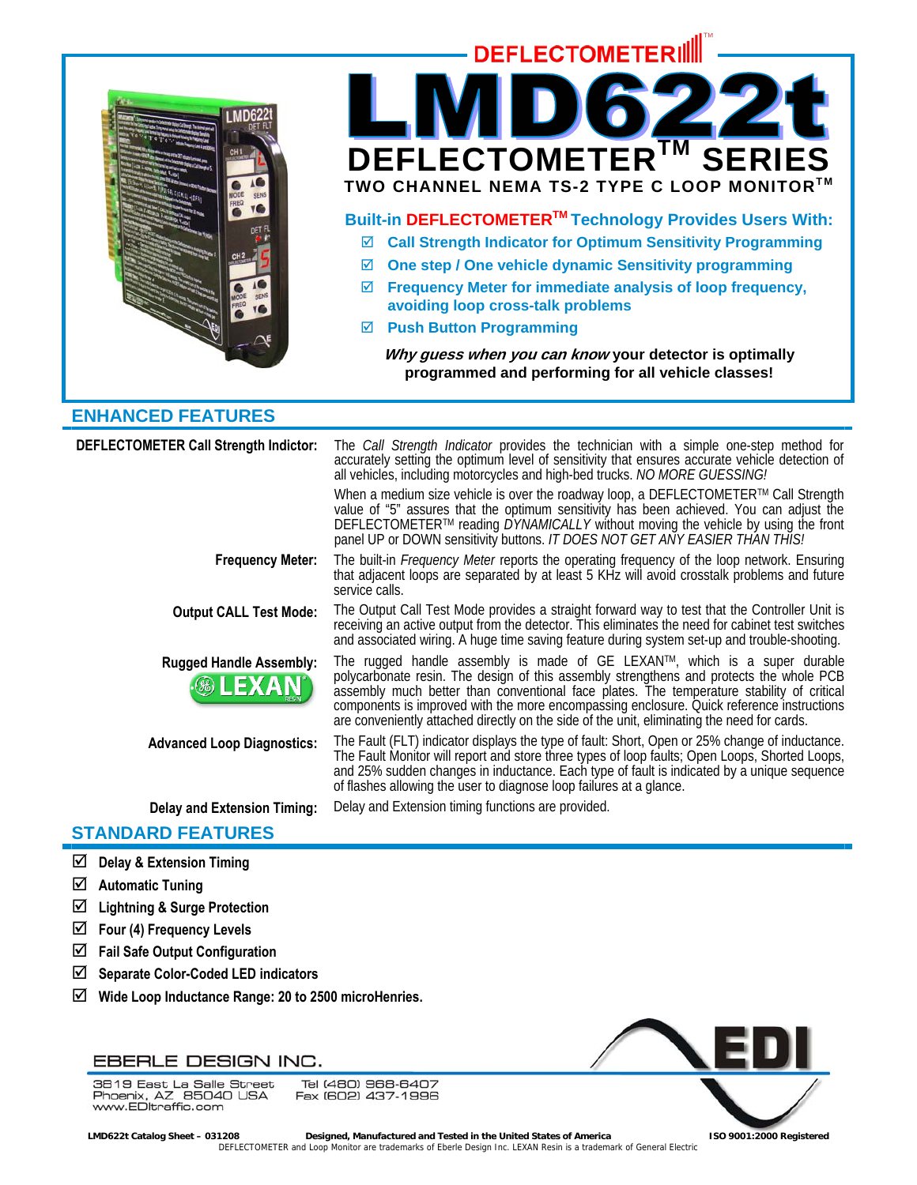DEFLECTOMETER™

# LMD622t

## DEFLECTOMETER™ SERIES

**TWO CHANNEL NEMA TS-2 TYPE C LOOP MONITOR™**

**Built-in DEFLECTOMETER™ Technology Provides Users With:**

- ☑ Call Strength Indicator for Optimum Sensitivity Programming
- ☑ One step / One vehicle dynamic Sensitivity programming
- ☑ Frequency Meter for immediate analysis of loop frequency, avoiding loop cross-talk problems
- ☑ Push Button Programming

***Why guess when you can know*** **your detector is optimally programmed and performing for all vehicle classes!**

## ENHANCED FEATURES

**DEFLECTOMETER Call Strength Indictor:** The *Call Strength Indicator* provides the technician with a simple one-step method for accurately setting the optimum level of sensitivity that ensures accurate vehicle detection of all vehicles, including motorcycles and high-bed trucks. *NO MORE GUESSING!*

When a medium size vehicle is over the roadway loop, a DEFLECTOMETER™ Call Strength value of "5" assures that the optimum sensitivity has been achieved. You can adjust the DEFLECTOMETER™ reading *DYNAMICALLY* without moving the vehicle by using the front panel UP or DOWN sensitivity buttons. *IT DOES NOT GET ANY EASIER THAN THIS!*

**Frequency Meter:** The built-in *Frequency Meter* reports the operating frequency of the loop network. Ensuring that adjacent loops are separated by at least 5 KHz will avoid crosstalk problems and future service calls.

**Output CALL Test Mode:** The Output Call Test Mode provides a straight forward way to test that the Controller Unit is receiving an active output from the detector. This eliminates the need for cabinet test switches and associated wiring. A huge time saving feature during system set-up and trouble-shooting.

**Rugged Handle Assembly:** The rugged handle assembly is made of GE LEXAN™, which is a super durable polycarbonate resin. The design of this assembly strengthens and protects the whole PCB assembly much better than conventional face plates. The temperature stability of critical components is improved with the more encompassing enclosure. Quick reference instructions are conveniently attached directly on the side of the unit, eliminating the need for cards.

**Advanced Loop Diagnostics:** The Fault (FLT) indicator displays the type of fault: Short, Open or 25% change of inductance. The Fault Monitor will report and store three types of loop faults; Open Loops, Shorted Loops, and 25% sudden changes in inductance. Each type of fault is indicated by a unique sequence of flashes allowing the user to diagnose loop failures at a glance.

**Delay and Extension Timing:** Delay and Extension timing functions are provided.

## STANDARD FEATURES

- ☑ **Delay & Extension Timing**
- ☑ **Automatic Tuning**
- ☑ **Lightning & Surge Protection**
- ☑ **Four (4) Frequency Levels**
- ☑ **Fail Safe Output Configuration**
- ☑ **Separate Color-Coded LED indicators**
- ☑ **Wide Loop Inductance Range: 20 to 2500 microHenries.**

EBERLE DESIGN INC.

3819 East La Salle Street
Phoenix, AZ 85040 USA
www.EDItraffic.com

Tel (480) 968-6407
Fax (602) 437-1996

EDI

**LMD622t Catalog Sheet – 031208** **Designed, Manufactured and Tested in the United States of America** **ISO 9001:2000 Registered**

DEFLECTOMETER and Loop Monitor are trademarks of Eberle Design Inc. LEXAN Resin is a trademark of General Electric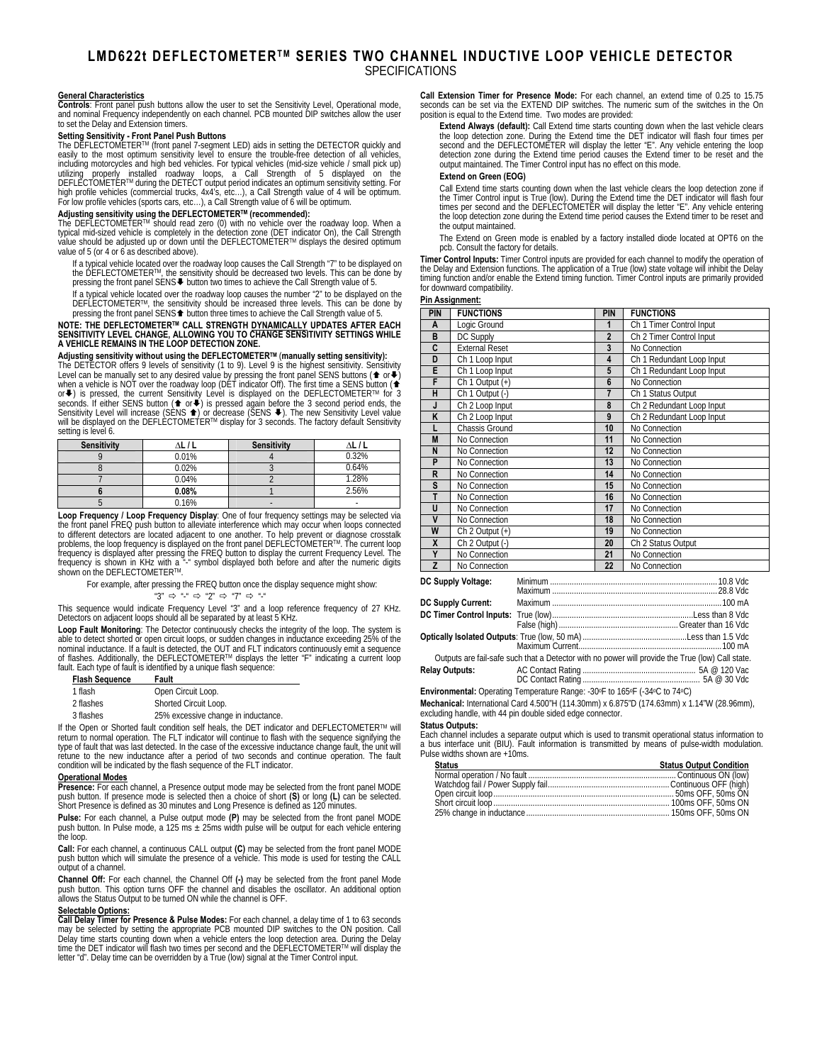# LMD622t DEFLECTOMETER™ SERIES TWO CHANNEL INDUCTIVE LOOP VEHICLE DETECTOR

SPECIFICATIONS

**General Characteristics**

**Controls**: Front panel push buttons allow the user to set the Sensitivity Level, Operational mode, and nominal Frequency independently on each channel. PCB mounted DIP switches allow the user to set the Delay and Extension timers.

**Setting Sensitivity - Front Panel Push Buttons**

The DEFLECTOMETER™ (front panel 7-segment LED) aids in setting the DETECTOR quickly and easily to the most optimum sensitivity level to ensure the trouble-free detection of all vehicles, including motorcycles and high bed vehicles. For typical vehicles (mid-size vehicle / small pick up) utilizing properly installed roadway loops, a Call Strength of 5 displayed on the DEFLECTOMETER™ during the DETECT output period indicates an optimum sensitivity setting. For high profile vehicles (commercial trucks, 4x4's, etc…), a Call Strength value of 4 will be optimum. For low profile vehicles (sports cars, etc…), a Call Strength value of 6 will be optimum.

**Adjusting sensitivity using the DEFLECTOMETER™ (recommended):**

The DEFLECTOMETER™ should read zero (0) with no vehicle over the roadway loop. When a typical mid-sized vehicle is completely in the detection zone (DET indicator On), the Call Strength value should be adjusted up or down until the DEFLECTOMETER™ displays the desired optimum value of 5 (or 4 or 6 as described above).

If a typical vehicle located over the roadway loop causes the Call Strength "7" to be displayed on the DEFLECTOMETER™, the sensitivity should be decreased two levels. This can be done by pressing the front panel SENS⬇ button two times to achieve the Call Strength value of 5.

If a typical vehicle located over the roadway loop causes the number "2" to be displayed on the DEFLECTOMETER™, the sensitivity should be increased three levels. This can be done by pressing the front panel SENS⬆ button three times to achieve the Call Strength value of 5.

**NOTE: THE DEFLECTOMETER™ CALL STRENGTH DYNAMICALLY UPDATES AFTER EACH SENSITIVITY LEVEL CHANGE, ALLOWING YOU TO CHANGE SENSITIVITY SETTINGS WHILE A VEHICLE REMAINS IN THE LOOP DETECTION ZONE.**

**Adjusting sensitivity without using the DEFLECTOMETER™ (manually setting sensitivity):**

The DETECTOR offers 9 levels of sensitivity (1 to 9). Level 9 is the highest sensitivity. Sensitivity Level can be manually set to any desired value by pressing the front panel SENS buttons (⬆ or⬇) when a vehicle is NOT over the roadway loop (DET indicator Off). The first time a SENS button (⬆ or⬇) is pressed, the current Sensitivity Level is displayed on the DEFLECTOMETER™ for 3 seconds. If either SENS button (⬆ or⬇) is pressed again before the 3 second period ends, the Sensitivity Level will increase (SENS ⬆) or decrease (SENS ⬇). The new Sensitivity Level value will be displayed on the DEFLECTOMETER™ display for 3 seconds. The factory default Sensitivity setting is level 6.

| Sensitivity | ΔL / L | Sensitivity | ΔL / L |
|---|---|---|---|
| 9 | 0.01% | 4 | 0.32% |
| 8 | 0.02% | 3 | 0.64% |
| 7 | 0.04% | 2 | 1.28% |
| **6** | **0.08%** | 1 | 2.56% |
| 5 | 0.16% | - | - |

**Loop Frequency / Loop Frequency Display**: One of four frequency settings may be selected via the front panel FREQ push button to alleviate interference which may occur when loops connected to different detectors are located adjacent to one another. To help prevent or diagnose crosstalk problems, the loop frequency is displayed on the front panel DEFLECTOMETER™. The current loop frequency is displayed after pressing the FREQ button to display the current Frequency Level. The frequency is shown in KHz with a "-" symbol displayed both before and after the numeric digits shown on the DEFLECTOMETER™.

For example, after pressing the FREQ button once the display sequence might show:

"3" ⇨ "-" ⇨ "2" ⇨ "7" ⇨ "-"

This sequence would indicate Frequency Level "3" and a loop reference frequency of 27 KHz. Detectors on adjacent loops should all be separated by at least 5 KHz.

**Loop Fault Monitoring**: The Detector continuously checks the integrity of the loop. The system is able to detect shorted or open circuit loops, or sudden changes in inductance exceeding 25% of the nominal inductance. If a fault is detected, the OUT and FLT indicators continuously emit a sequence of flashes. Additionally, the DEFLECTOMETER™ displays the letter "F" indicating a current loop fault. Each type of fault is identified by a unique flash sequence:

| Flash Sequence | Fault |
|---|---|
| 1 flash | Open Circuit Loop. |
| 2 flashes | Shorted Circuit Loop. |
| 3 flashes | 25% excessive change in inductance. |

If the Open or Shorted fault condition self heals, the DET indicator and DEFLECTOMETER™ will return to normal operation. The FLT indicator will continue to flash with the sequence signifying the type of fault that was last detected. In the case of the excessive inductance change fault, the unit will retune to the new inductance after a period of two seconds and continue operation. The fault condition will be indicated by the flash sequence of the FLT indicator.

**Operational Modes**

**Presence:** For each channel, a Presence output mode may be selected from the front panel MODE push button. If presence mode is selected then a choice of short **(S)** or long **(L)** can be selected. Short Presence is defined as 30 minutes and Long Presence is defined as 120 minutes.

**Pulse:** For each channel, a Pulse output mode **(P)** may be selected from the front panel MODE push button. In Pulse mode, a 125 ms ± 25ms width pulse will be output for each vehicle entering the loop.

**Call:** For each channel, a continuous CALL output **(C)** may be selected from the front panel MODE push button which will simulate the presence of a vehicle. This mode is used for testing the CALL output of a channel.

**Channel Off:** For each channel, the Channel Off **(-)** may be selected from the front panel Mode push button. This option turns OFF the channel and disables the oscillator. An additional option allows the Status Output to be turned ON while the channel is OFF.

**Selectable Options:**

**Call Delay Timer for Presence & Pulse Modes:** For each channel, a delay time of 1 to 63 seconds may be selected by setting the appropriate PCB mounted DIP switches to the ON position. Call Delay time starts counting down when a vehicle enters the loop detection area. During the Delay time the DET indicator will flash two times per second and the DEFLECTOMETER™ will display the letter "d". Delay time can be overridden by a True (low) signal at the Timer Control input.

**Call Extension Timer for Presence Mode:** For each channel, an extend time of 0.25 to 15.75 seconds can be set via the EXTEND DIP switches. The numeric sum of the switches in the On position is equal to the Extend time. Two modes are provided:

**Extend Always (default):** Call Extend time starts counting down when the last vehicle clears the loop detection zone. During the Extend time the DET indicator will flash four times per second and the DEFLECTOMETER will display the letter "E". Any vehicle entering the loop detection zone during the Extend time period causes the Extend timer to be reset and the output maintained. The Timer Control input has no effect on this mode.

**Extend on Green (EOG)**

Call Extend time starts counting down when the last vehicle clears the loop detection zone if the Timer Control input is True (low). During the Extend time the DET indicator will flash four times per second and the DEFLECTOMETER will display the letter "E". Any vehicle entering the loop detection zone during the Extend time period causes the Extend timer to be reset and the output maintained.

The Extend on Green mode is enabled by a factory installed diode located at OPT6 on the pcb. Consult the factory for details.

**Timer Control Inputs:** Timer Control inputs are provided for each channel to modify the operation of the Delay and Extension functions. The application of a True (low) state voltage will inhibit the Delay timing function and/or enable the Extend timing function. Timer Control inputs are primarily provided for downward compatibility.

**Pin Assignment:**

| PIN | FUNCTIONS | PIN | FUNCTIONS |
|---|---|---|---|
| A | Logic Ground | 1 | Ch 1 Timer Control Input |
| B | DC Supply | 2 | Ch 2 Timer Control Input |
| C | External Reset | 3 | No Connection |
| D | Ch 1 Loop Input | 4 | Ch 1 Redundant Loop Input |
| E | Ch 1 Loop Input | 5 | Ch 1 Redundant Loop Input |
| F | Ch 1 Output (+) | 6 | No Connection |
| H | Ch 1 Output (-) | 7 | Ch 1 Status Output |
| J | Ch 2 Loop Input | 8 | Ch 2 Redundant Loop Input |
| K | Ch 2 Loop Input | 9 | Ch 2 Redundant Loop Input |
| L | Chassis Ground | 10 | No Connection |
| M | No Connection | 11 | No Connection |
| N | No Connection | 12 | No Connection |
| P | No Connection | 13 | No Connection |
| R | No Connection | 14 | No Connection |
| S | No Connection | 15 | No Connection |
| T | No Connection | 16 | No Connection |
| U | No Connection | 17 | No Connection |
| V | No Connection | 18 | No Connection |
| W | Ch 2 Output (+) | 19 | No Connection |
| X | Ch 2 Output (-) | 20 | Ch 2 Status Output |
| Y | No Connection | 21 | No Connection |
| Z | No Connection | 22 | No Connection |

**DC Supply Voltage:** Minimum ........ 10.8 Vdc; Maximum ........ 28.8 Vdc

**DC Supply Current:** Maximum ........ 100 mA

**DC Timer Control Inputs:** True (low) ........ Less than 8 Vdc; False (high) ........ Greater than 16 Vdc

**Optically Isolated Outputs**: True (low, 50 mA) ........ Less than 1.5 Vdc; Maximum Current ........ 100 mA

Outputs are fail-safe such that a Detector with no power will provide the True (low) Call state.

**Relay Outputs:** AC Contact Rating ........ 5A @ 120 Vac; DC Contact Rating ........ 5A @ 30 Vdc

**Environmental:** Operating Temperature Range: -30ºF to 165ºF (-34ºC to 74ºC)

**Mechanical:** International Card 4.500"H (114.30mm) x 6.875"D (174.63mm) x 1.14"W (28.96mm), excluding handle, with 44 pin double sided edge connector.

**Status Outputs:**

Each channel includes a separate output which is used to transmit operational status information to a bus interface unit (BIU). Fault information is transmitted by means of pulse-width modulation. Pulse widths shown are +10ms.

| Status | Status Output Condition |
|---|---|
| Normal operation / No fault | Continuous ON (low) |
| Watchdog fail / Power Supply fail | Continuous OFF (high) |
| Open circuit loop | 50ms OFF, 50ms ON |
| Short circuit loop | 100ms OFF, 50ms ON |
| 25% change in inductance | 150ms OFF, 50ms ON |